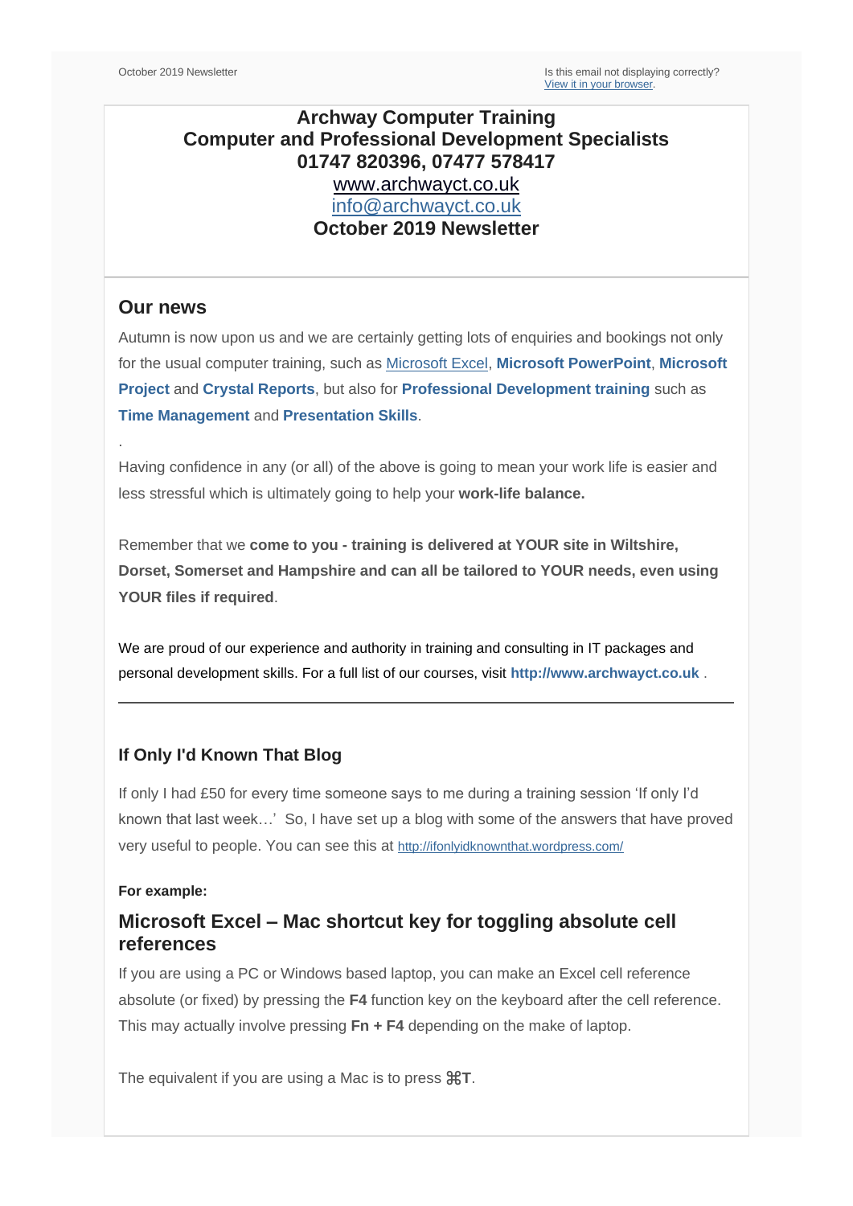October 2019 Newsletter

Is this email not displaying correctly?
View it in your browser.

**Archway Computer Training**
**Computer and Professional Development Specialists**
**01747 820396, 07477 578417**
www.archwayct.co.uk
info@archwayct.co.uk
**October 2019 Newsletter**

## Our news

Autumn is now upon us and we are certainly getting lots of enquiries and bookings not only for the usual computer training, such as Microsoft Excel, **Microsoft PowerPoint**, **Microsoft Project** and **Crystal Reports**, but also for **Professional Development training** such as **Time Management** and **Presentation Skills**.

.

Having confidence in any (or all) of the above is going to mean your work life is easier and less stressful which is ultimately going to help your **work-life balance.**

Remember that we **come to you - training is delivered at YOUR site in Wiltshire, Dorset, Somerset and Hampshire and can all be tailored to YOUR needs, even using YOUR files if required**.

We are proud of our experience and authority in training and consulting in IT packages and personal development skills. For a full list of our courses, visit **http://www.archwayct.co.uk** .

---

### If Only I'd Known That Blog

If only I had £50 for every time someone says to me during a training session 'If only I'd known that last week…' So, I have set up a blog with some of the answers that have proved very useful to people. You can see this at http://ifonlyidknownthat.wordpress.com/

**For example:**

## Microsoft Excel – Mac shortcut key for toggling absolute cell references

If you are using a PC or Windows based laptop, you can make an Excel cell reference absolute (or fixed) by pressing the **F4** function key on the keyboard after the cell reference. This may actually involve pressing **Fn + F4** depending on the make of laptop.

The equivalent if you are using a Mac is to press **⌘T**.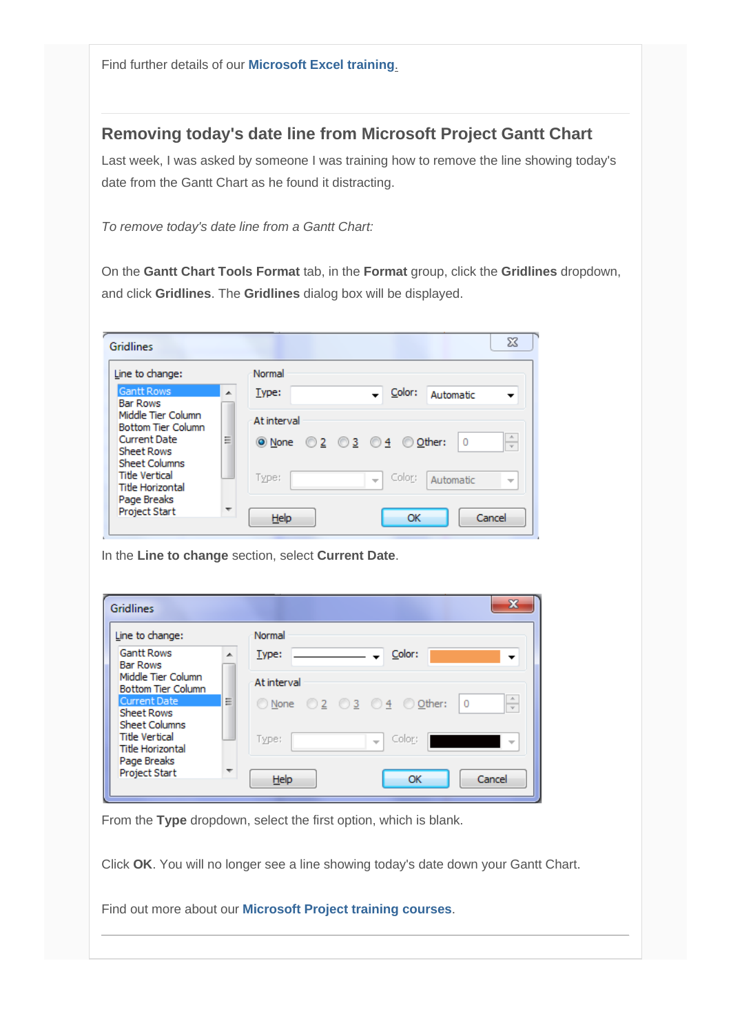Find further details of our **Microsoft Excel training**.

---

## Removing today's date line from Microsoft Project Gantt Chart

Last week, I was asked by someone I was training how to remove the line showing today's date from the Gantt Chart as he found it distracting.

*To remove today's date line from a Gantt Chart:*

On the **Gantt Chart Tools Format** tab, in the **Format** group, click the **Gridlines** dropdown, and click **Gridlines**. The **Gridlines** dialog box will be displayed.

In the **Line to change** section, select **Current Date**.

From the **Type** dropdown, select the first option, which is blank.

Click **OK**. You will no longer see a line showing today's date down your Gantt Chart.

Find out more about our **Microsoft Project training courses**.

---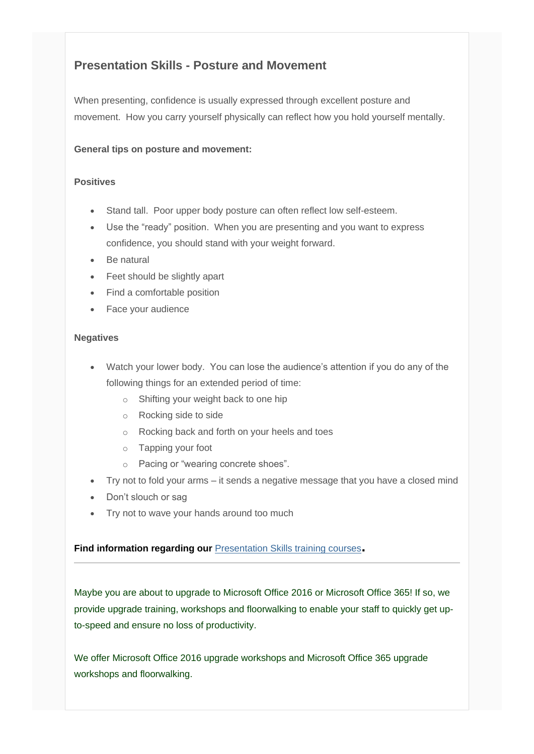## Presentation Skills - Posture and Movement

When presenting, confidence is usually expressed through excellent posture and movement. How you carry yourself physically can reflect how you hold yourself mentally.

**General tips on posture and movement:**

**Positives**

- Stand tall. Poor upper body posture can often reflect low self-esteem.
- Use the "ready" position. When you are presenting and you want to express confidence, you should stand with your weight forward.
- Be natural
- Feet should be slightly apart
- Find a comfortable position
- Face your audience

**Negatives**

- Watch your lower body. You can lose the audience's attention if you do any of the following things for an extended period of time:
  - Shifting your weight back to one hip
  - Rocking side to side
  - Rocking back and forth on your heels and toes
  - Tapping your foot
  - Pacing or "wearing concrete shoes".
- Try not to fold your arms – it sends a negative message that you have a closed mind
- Don't slouch or sag
- Try not to wave your hands around too much

**Find information regarding our** [Presentation Skills training courses](#)**.**

---

Maybe you are about to upgrade to Microsoft Office 2016 or Microsoft Office 365! If so, we provide upgrade training, workshops and floorwalking to enable your staff to quickly get up-to-speed and ensure no loss of productivity.

We offer Microsoft Office 2016 upgrade workshops and Microsoft Office 365 upgrade workshops and floorwalking.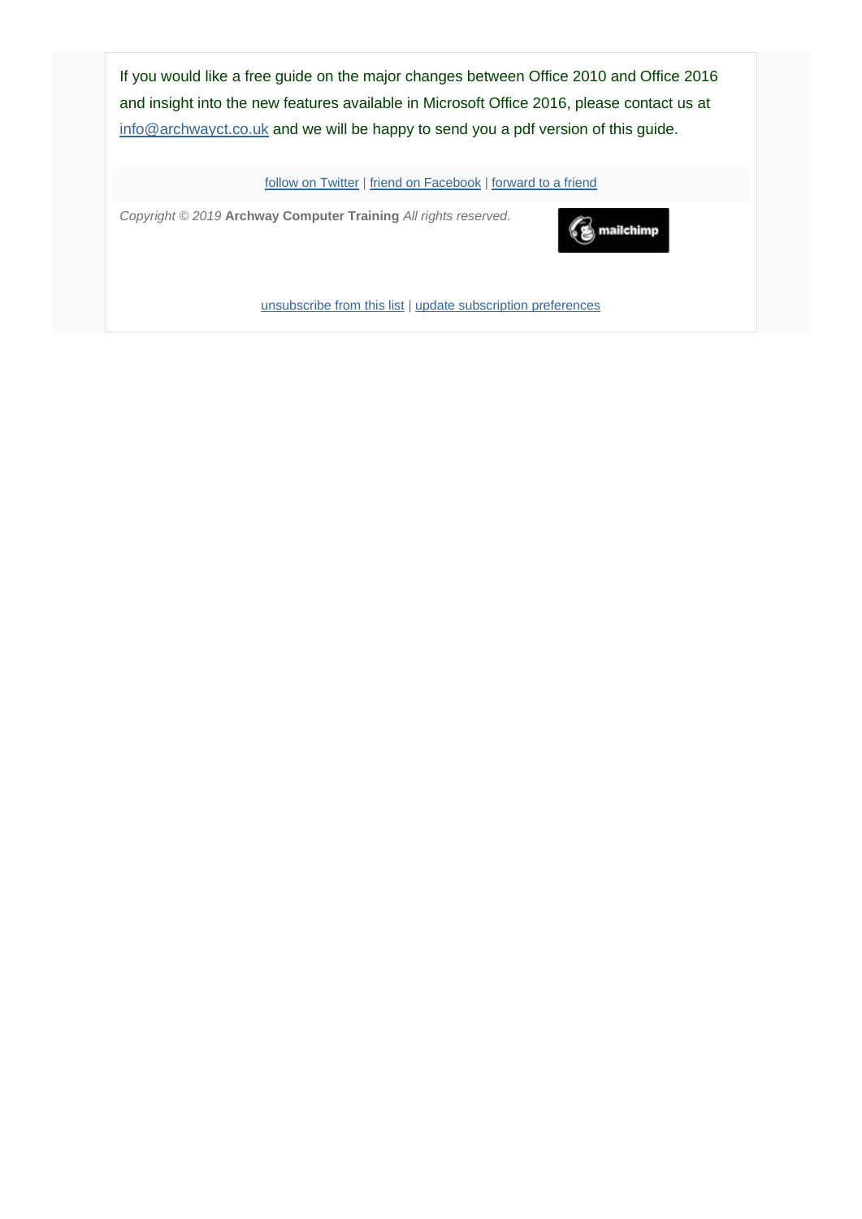If you would like a free guide on the major changes between Office 2010 and Office 2016 and insight into the new features available in Microsoft Office 2016, please contact us at info@archwayct.co.uk and we will be happy to send you a pdf version of this guide.

follow on Twitter | friend on Facebook | forward to a friend

*Copyright © 2019* **Archway Computer Training** *All rights reserved.*

unsubscribe from this list | update subscription preferences